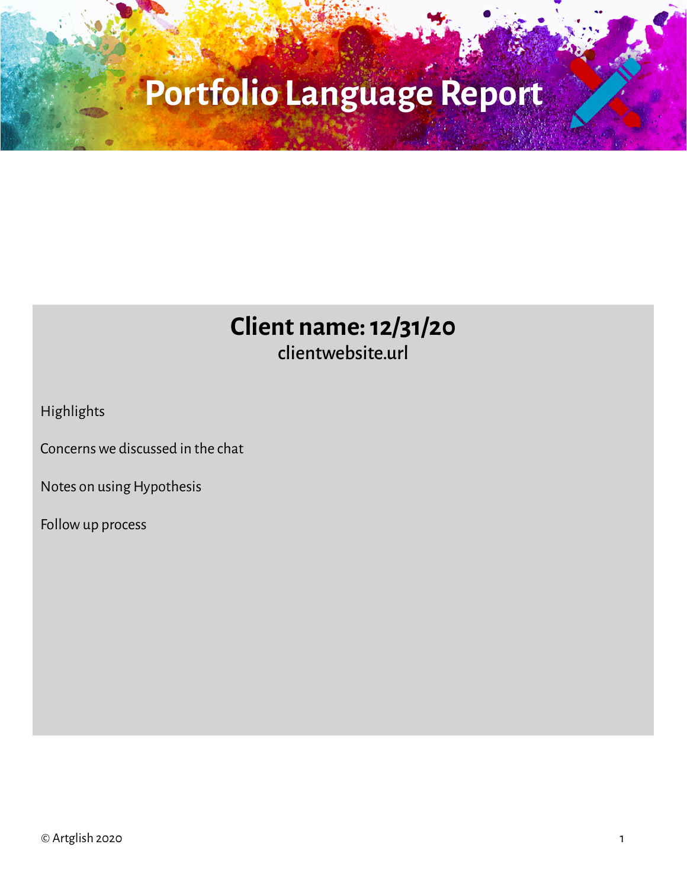# Portfolio Language Report

## Client name: 12/31/20

clientwebsite.url

Highlights

Concerns we discussed in the chat

Notes on using Hypothesis

Follow up process

© Artglish 2020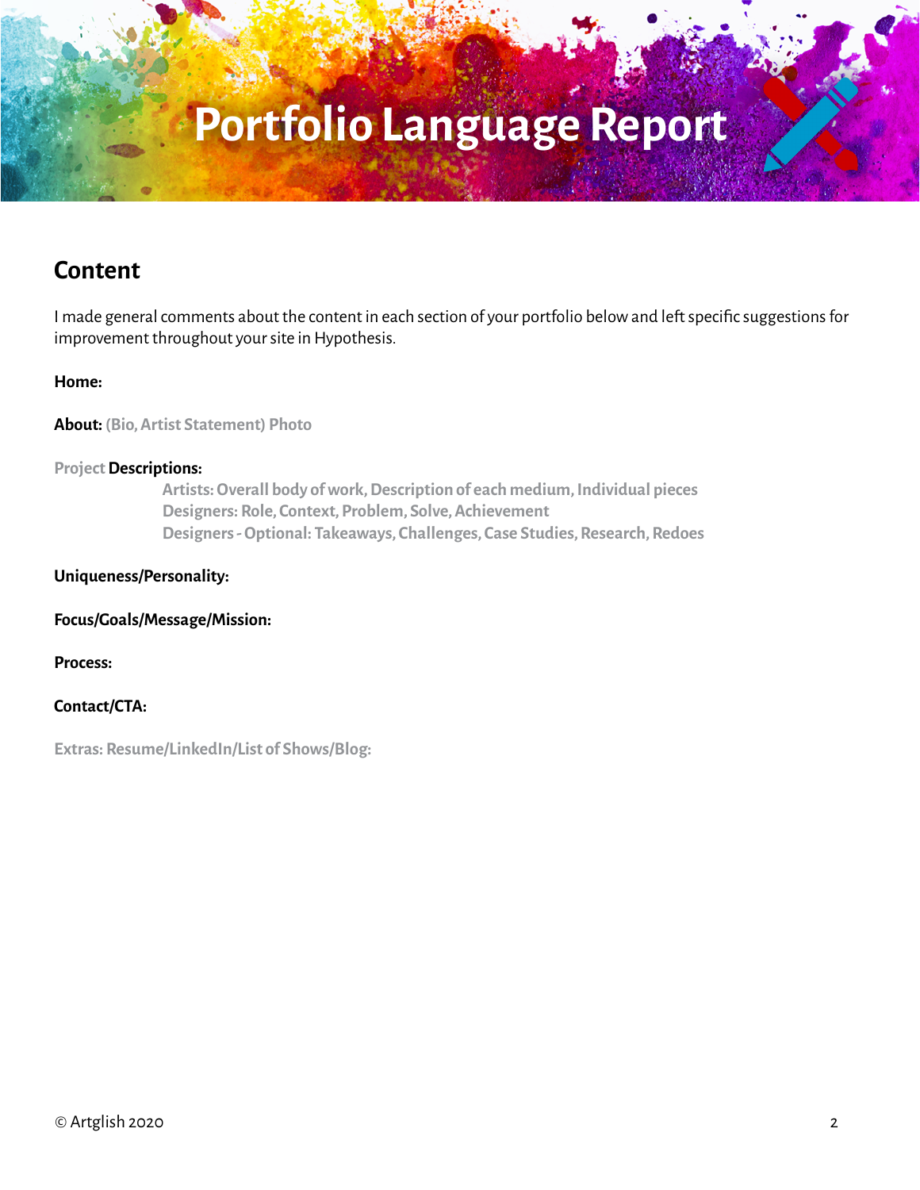# Portfolio Language Report

## Content

I made general comments about the content in each section of your portfolio below and left specific suggestions for improvement throughout your site in Hypothesis.

**Home:**

**About:** **(Bio, Artist Statement) Photo**

**Project Descriptions:**

> **Artists: Overall body of work, Description of each medium, Individual pieces**
> **Designers: Role, Context, Problem, Solve, Achievement**
> **Designers - Optional: Takeaways, Challenges, Case Studies, Research, Redoes**

**Uniqueness/Personality:**

**Focus/Goals/Message/Mission:**

**Process:**

**Contact/CTA:**

**Extras: Resume/LinkedIn/List of Shows/Blog:**

© Artglish 2020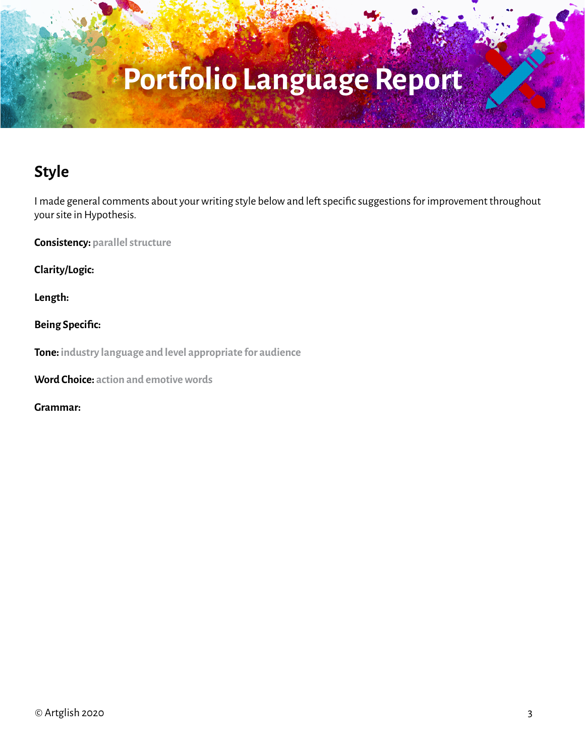# Portfolio Language Report

## Style

I made general comments about your writing style below and left specific suggestions for improvement throughout your site in Hypothesis.

**Consistency:** parallel structure

**Clarity/Logic:**

**Length:**

**Being Specific:**

**Tone:** industry language and level appropriate for audience

**Word Choice:** action and emotive words

**Grammar:**

© Artglish 2020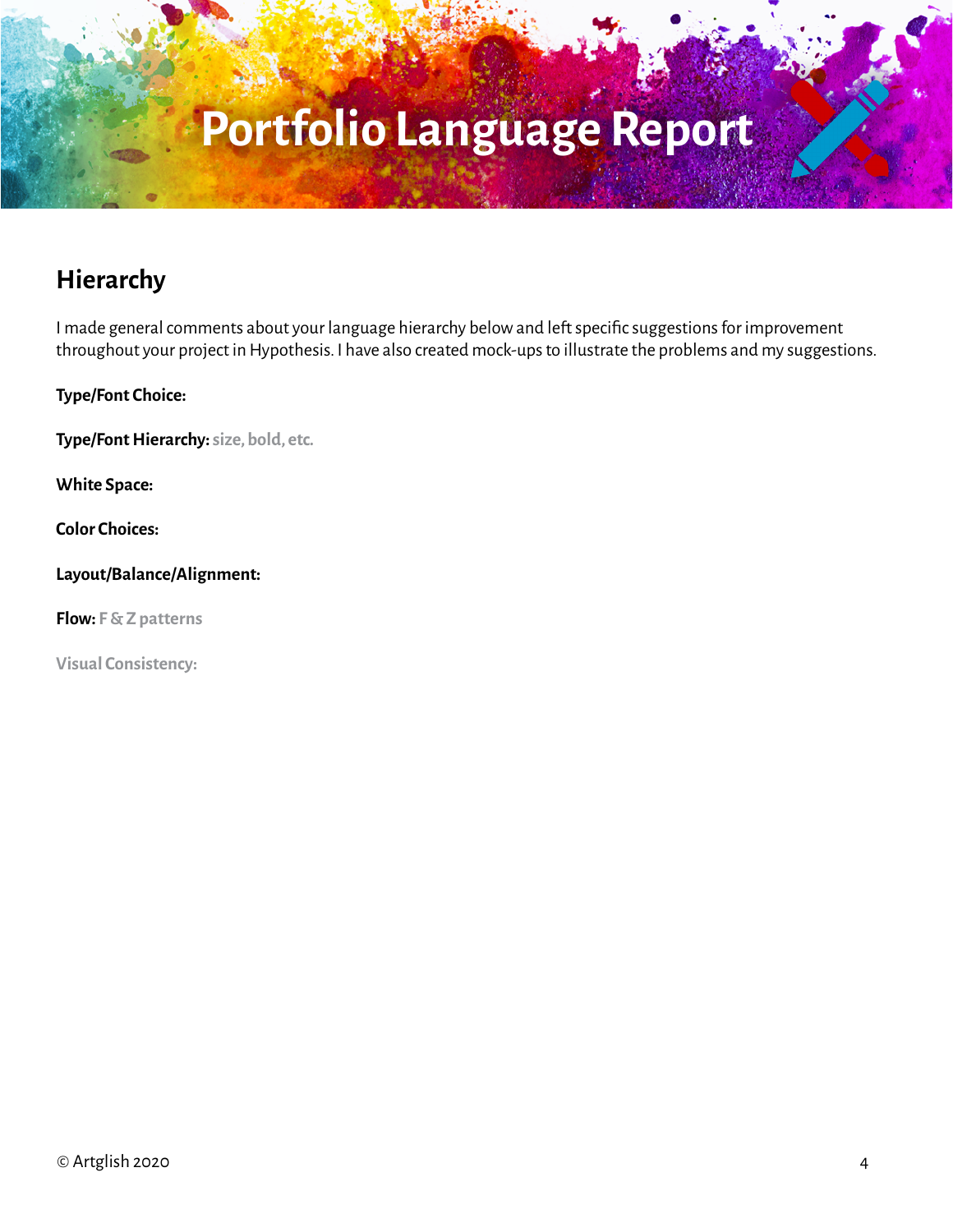# Portfolio Language Report

## Hierarchy

I made general comments about your language hierarchy below and left specific suggestions for improvement throughout your project in Hypothesis. I have also created mock-ups to illustrate the problems and my suggestions.

**Type/Font Choice:**

**Type/Font Hierarchy:** size, bold, etc.

**White Space:**

**Color Choices:**

**Layout/Balance/Alignment:**

**Flow:** F & Z patterns

**Visual Consistency:**

© Artglish 2020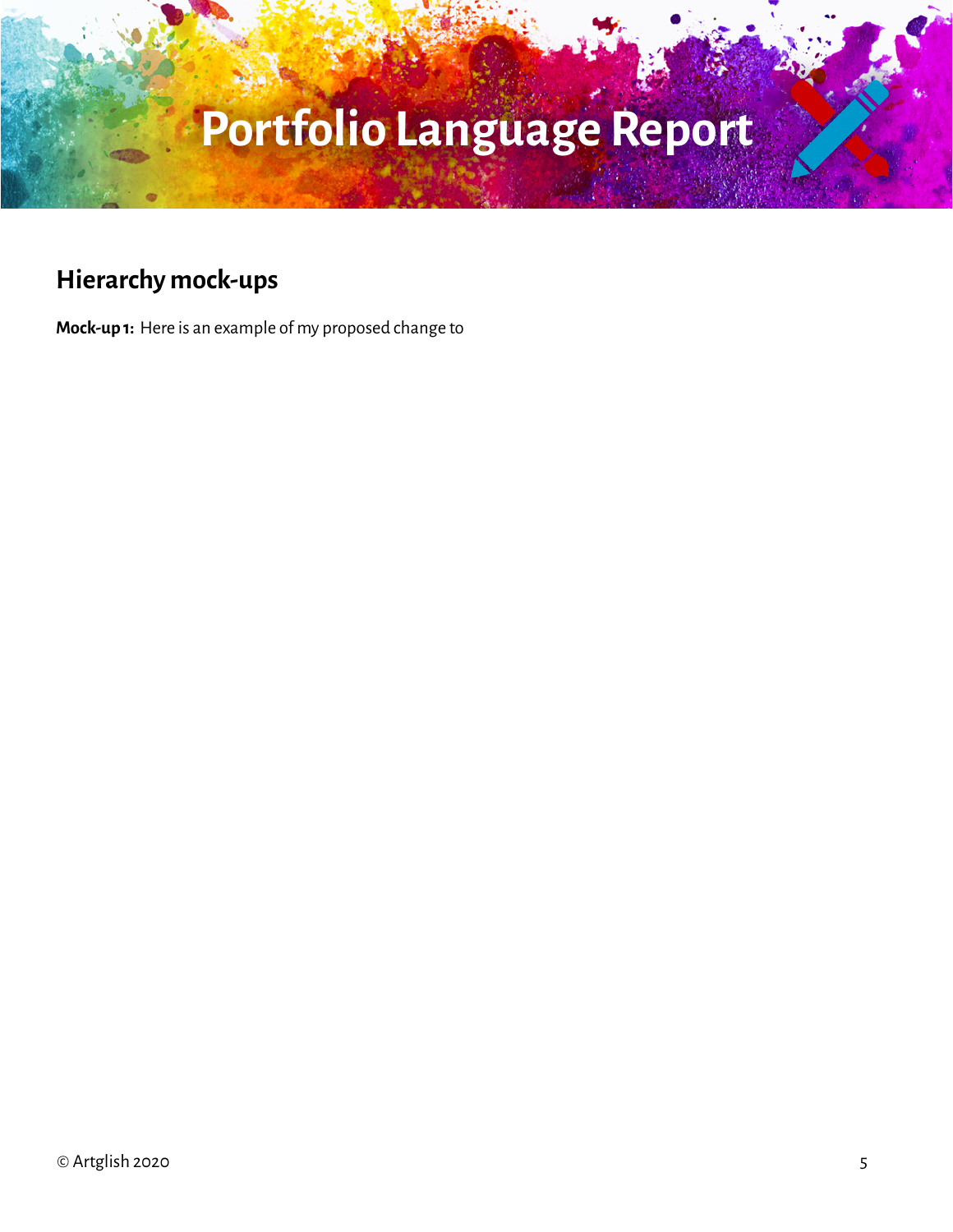# Portfolio Language Report

## Hierarchy mock-ups

**Mock-up 1:** Here is an example of my proposed change to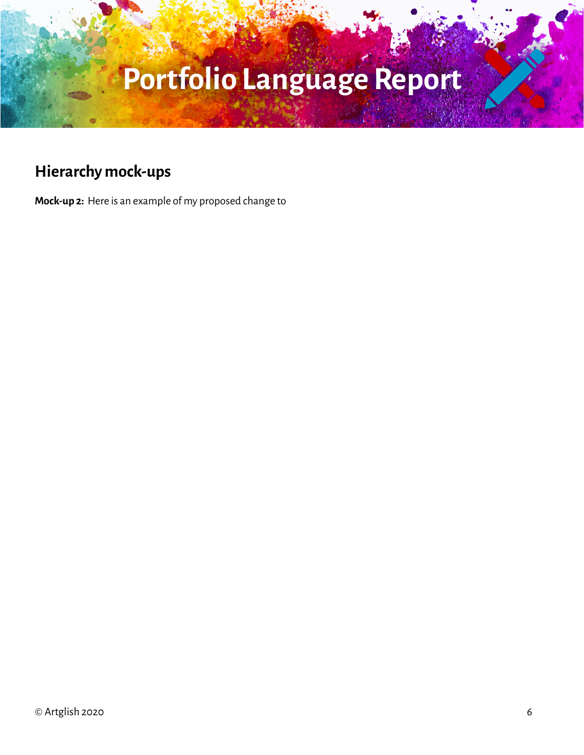# Portfolio Language Report

## Hierarchy mock-ups

**Mock-up 2:** Here is an example of my proposed change to